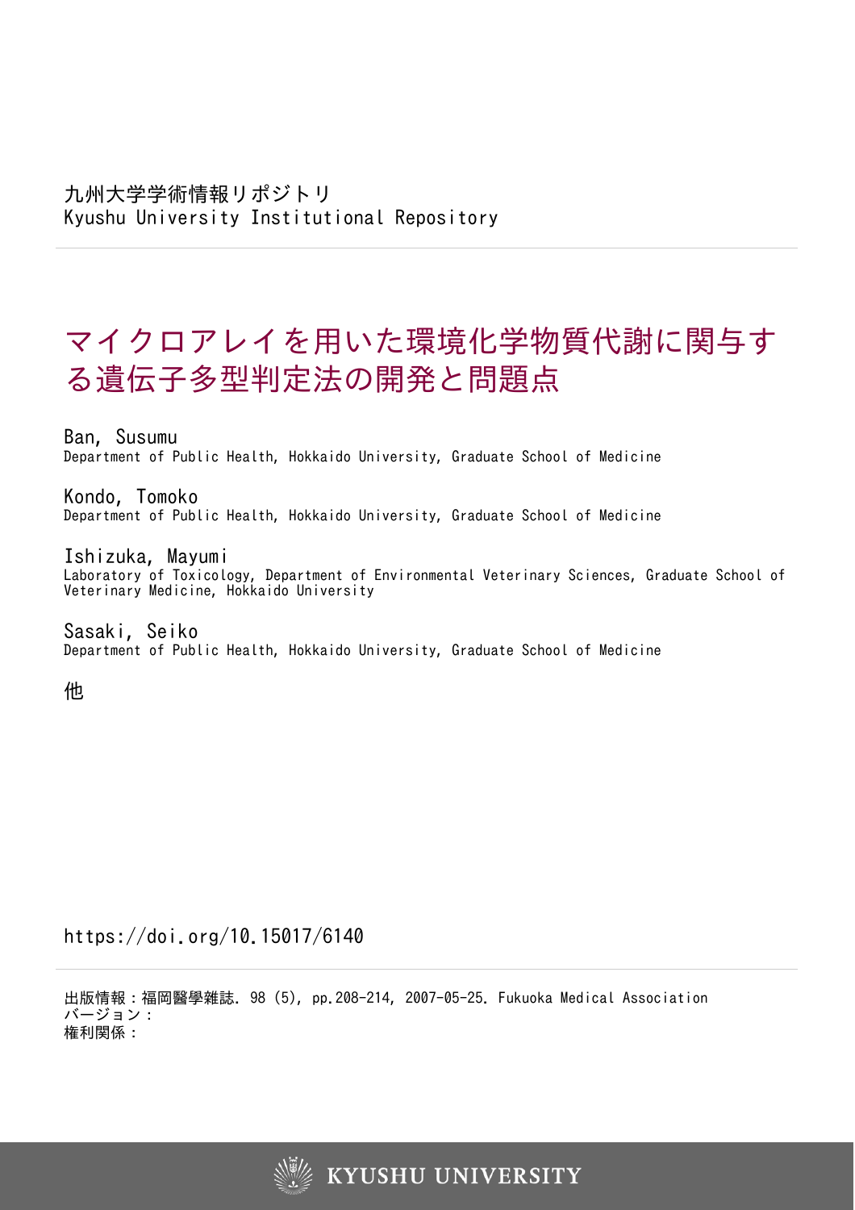九州大学学術情報リポジトリ
Kyushu University Institutional Repository

# マイクロアレイを用いた環境化学物質代謝に関与する遺伝子多型判定法の開発と問題点

Ban, Susumu
Department of Public Health, Hokkaido University, Graduate School of Medicine

Kondo, Tomoko
Department of Public Health, Hokkaido University, Graduate School of Medicine

Ishizuka, Mayumi
Laboratory of Toxicology, Department of Environmental Veterinary Sciences, Graduate School of Veterinary Medicine, Hokkaido University

Sasaki, Seiko
Department of Public Health, Hokkaido University, Graduate School of Medicine

他

https://doi.org/10.15017/6140

出版情報：福岡醫學雜誌. 98 (5), pp.208-214, 2007-05-25. Fukuoka Medical Association
バージョン：
権利関係：

KYUSHU UNIVERSITY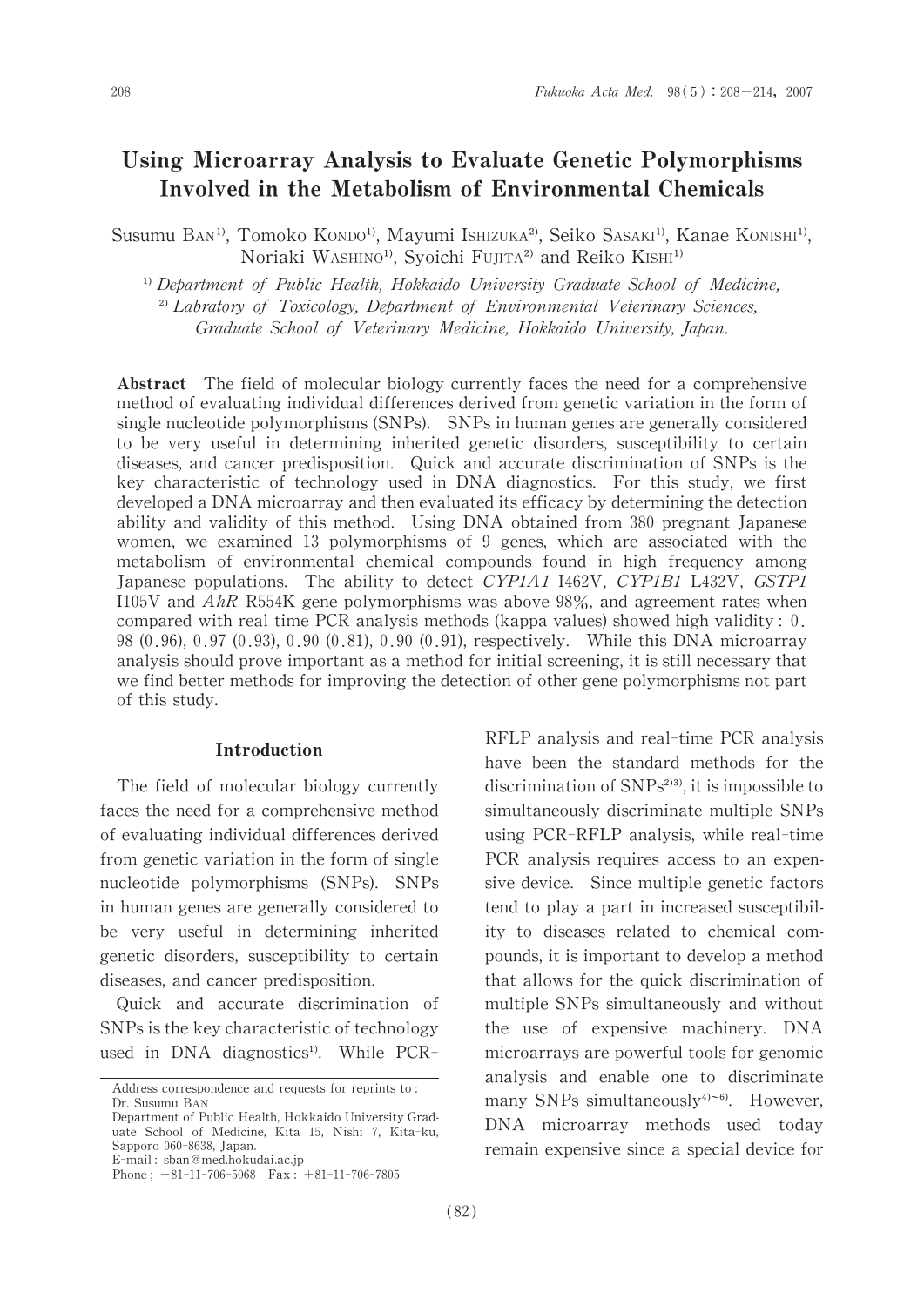# Using Microarray Analysis to Evaluate Genetic Polymorphisms Involved in the Metabolism of Environmental Chemicals

Susumu BAN[1], Tomoko KONDO[1], Mayumi ISHIZUKA[2], Seiko SASAKI[1], Kanae KONISHI[1], Noriaki WASHINO[1], Syoichi FUJITA[2] and Reiko KISHI[1]

[1] *Department of Public Health, Hokkaido University Graduate School of Medicine,*
[2] *Labratory of Toxicology, Department of Environmental Veterinary Sciences, Graduate School of Veterinary Medicine, Hokkaido University, Japan.*

**Abstract** The field of molecular biology currently faces the need for a comprehensive method of evaluating individual differences derived from genetic variation in the form of single nucleotide polymorphisms (SNPs). SNPs in human genes are generally considered to be very useful in determining inherited genetic disorders, susceptibility to certain diseases, and cancer predisposition. Quick and accurate discrimination of SNPs is the key characteristic of technology used in DNA diagnostics. For this study, we first developed a DNA microarray and then evaluated its efficacy by determining the detection ability and validity of this method. Using DNA obtained from 380 pregnant Japanese women, we examined 13 polymorphisms of 9 genes, which are associated with the metabolism of environmental chemical compounds found in high frequency among Japanese populations. The ability to detect *CYP1A1* I462V, *CYP1B1* L432V, *GSTP1* I105V and *AhR* R554K gene polymorphisms was above 98%, and agreement rates when compared with real time PCR analysis methods (kappa values) showed high validity : 0.98 (0.96), 0.97 (0.93), 0.90 (0.81), 0.90 (0.91), respectively. While this DNA microarray analysis should prove important as a method for initial screening, it is still necessary that we find better methods for improving the detection of other gene polymorphisms not part of this study.

## Introduction

The field of molecular biology currently faces the need for a comprehensive method of evaluating individual differences derived from genetic variation in the form of single nucleotide polymorphisms (SNPs). SNPs in human genes are generally considered to be very useful in determining inherited genetic disorders, susceptibility to certain diseases, and cancer predisposition.

Quick and accurate discrimination of SNPs is the key characteristic of technology used in DNA diagnostics[1]. While PCR-RFLP analysis and real-time PCR analysis have been the standard methods for the discrimination of SNPs[2,3], it is impossible to simultaneously discriminate multiple SNPs using PCR-RFLP analysis, while real-time PCR analysis requires access to an expensive device. Since multiple genetic factors tend to play a part in increased susceptibility to diseases related to chemical compounds, it is important to develop a method that allows for the quick discrimination of multiple SNPs simultaneously and without the use of expensive machinery. DNA microarrays are powerful tools for genomic analysis and enable one to discriminate many SNPs simultaneously[4~6]. However, DNA microarray methods used today remain expensive since a special device for

Address correspondence and requests for reprints to : Dr. Susumu BAN
Department of Public Health, Hokkaido University Graduate School of Medicine, Kita 15, Nishi 7, Kita-ku, Sapporo 060-8638, Japan.
E-mail : sban@med.hokudai.ac.jp
Phone ; +81-11-706-5068 Fax : +81-11-706-7805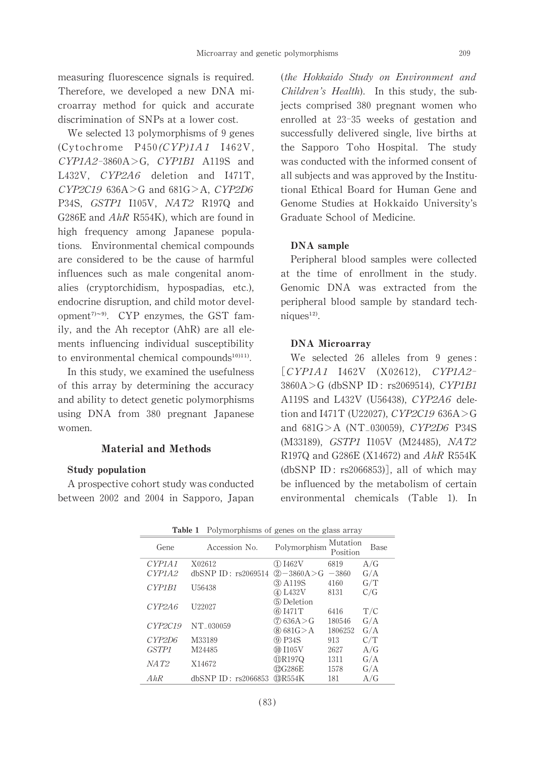measuring fluorescence signals is required. Therefore, we developed a new DNA microarray method for quick and accurate discrimination of SNPs at a lower cost.

We selected 13 polymorphisms of 9 genes (Cytochrome P450 *(CYP)1A1* I462V, *CYP1A2*-3860A>G, *CYP1B1* A119S and L432V, *CYP2A6* deletion and I471T, *CYP2C19* 636A>G and 681G>A, *CYP2D6* P34S, *GSTP1* I105V, *NAT2* R197Q and G286E and *AhR* R554K), which are found in high frequency among Japanese populations. Environmental chemical compounds are considered to be the cause of harmful influences such as male congenital anomalies (cryptorchidism, hypospadias, etc.), endocrine disruption, and child motor development[7)~9)]. CYP enzymes, the GST family, and the Ah receptor (AhR) are all elements influencing individual susceptibility to environmental chemical compounds[10)11)].

In this study, we examined the usefulness of this array by determining the accuracy and ability to detect genetic polymorphisms using DNA from 380 pregnant Japanese women.

## Material and Methods

### Study population

A prospective cohort study was conducted between 2002 and 2004 in Sapporo, Japan (*the Hokkaido Study on Environment and Children's Health*). In this study, the subjects comprised 380 pregnant women who enrolled at 23-35 weeks of gestation and successfully delivered single, live births at the Sapporo Toho Hospital. The study was conducted with the informed consent of all subjects and was approved by the Institutional Ethical Board for Human Gene and Genome Studies at Hokkaido University's Graduate School of Medicine.

### DNA sample

Peripheral blood samples were collected at the time of enrollment in the study. Genomic DNA was extracted from the peripheral blood sample by standard techniques[12)].

### DNA Microarray

We selected 26 alleles from 9 genes: [*CYP1A1* I462V (X02612), *CYP1A2*-3860A>G (dbSNP ID: rs2069514), *CYP1B1* A119S and L432V (U56438), *CYP2A6* deletion and I471T (U22027), *CYP2C19* 636A>G and 681G>A (NT_030059), *CYP2D6* P34S (M33189), *GSTP1* I105V (M24485), *NAT2* R197Q and G286E (X14672) and *AhR* R554K (dbSNP ID: rs2066853)], all of which may be influenced by the metabolism of certain environmental chemicals (Table 1). In

**Table 1** Polymorphisms of genes on the glass array

| Gene | Accession No. | Polymorphism | Mutation Position | Base |
|---|---|---|---|---|
| *CYP1A1* | X02612 | ① I462V | 6819 | A/G |
| *CYP1A2* | dbSNP ID: rs2069514 | ② −3860A>G | −3860 | G/A |
| *CYP1B1* | U56438 | ③ A119S | 4160 | G/T |
| | | ④ L432V | 8131 | C/G |
| *CYP2A6* | U22027 | ⑤ Deletion | | |
| | | ⑥ I471T | 6416 | T/C |
| *CYP2C19* | NT_030059 | ⑦ 636A>G | 180546 | G/A |
| | | ⑧ 681G>A | 1806252 | G/A |
| *CYP2D6* | M33189 | ⑨ P34S | 913 | C/T |
| *GSTP1* | M24485 | ⑩ I105V | 2627 | A/G |
| *NAT2* | X14672 | ⑪ R197Q | 1311 | G/A |
| | | ⑫ G286E | 1578 | G/A |
| *AhR* | dbSNP ID: rs2066853 | ⑬ R554K | 181 | A/G |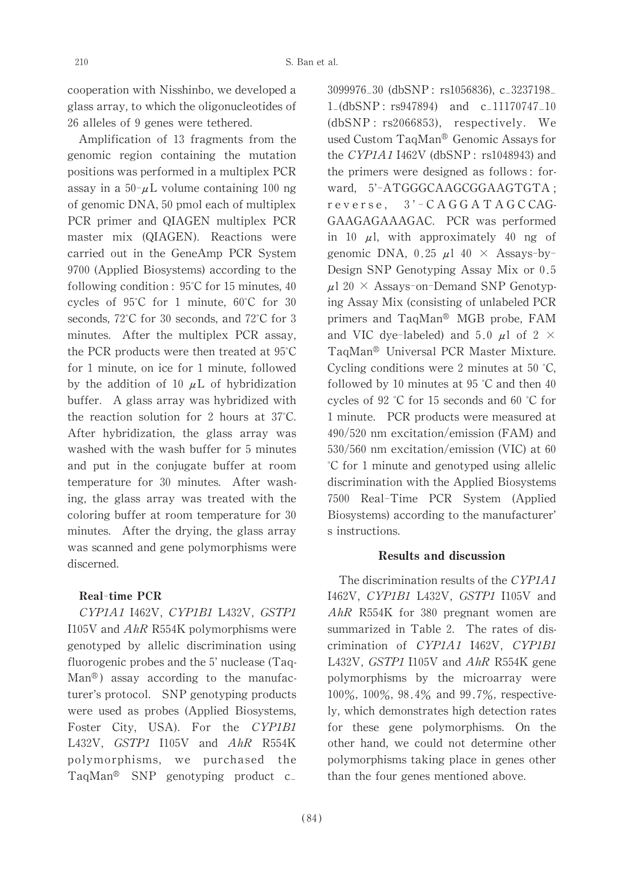cooperation with Nisshinbo, we developed a glass array, to which the oligonucleotides of 26 alleles of 9 genes were tethered.

Amplification of 13 fragments from the genomic region containing the mutation positions was performed in a multiplex PCR assay in a 50-μL volume containing 100 ng of genomic DNA, 50 pmol each of multiplex PCR primer and QIAGEN multiplex PCR master mix (QIAGEN). Reactions were carried out in the GeneAmp PCR System 9700 (Applied Biosystems) according to the following condition : 95°C for 15 minutes, 40 cycles of 95°C for 1 minute, 60°C for 30 seconds, 72°C for 30 seconds, and 72°C for 3 minutes. After the multiplex PCR assay, the PCR products were then treated at 95°C for 1 minute, on ice for 1 minute, followed by the addition of 10 μL of hybridization buffer. A glass array was hybridized with the reaction solution for 2 hours at 37°C. After hybridization, the glass array was washed with the wash buffer for 5 minutes and put in the conjugate buffer at room temperature for 30 minutes. After washing, the glass array was treated with the coloring buffer at room temperature for 30 minutes. After the drying, the glass array was scanned and gene polymorphisms were discerned.

### Real-time PCR

*CYP1A1* I462V, *CYP1B1* L432V, *GSTP1* I105V and *AhR* R554K polymorphisms were genotyped by allelic discrimination using fluorogenic probes and the 5' nuclease (TaqMan®) assay according to the manufacturer's protocol. SNP genotyping products were used as probes (Applied Biosystems, Foster City, USA). For the *CYP1B1* L432V, *GSTP1* I105V and *AhR* R554K polymorphisms, we purchased the TaqMan® SNP genotyping product c_3099976_30 (dbSNP : rs1056836), c_3237198_1_(dbSNP : rs947894) and c_11170747_10 (dbSNP : rs2066853), respectively. We used Custom TaqMan® Genomic Assays for the *CYP1A1* I462V (dbSNP : rs1048943) and the primers were designed as follows : forward, 5'-ATGGGCAAGCGGAAGTGTA ; reverse, 3'-CAGGATAGCCAGGAAGAGAAAGAC. PCR was performed in 10 μl, with approximately 40 ng of genomic DNA, 0.25 μl 40 × Assays-by-Design SNP Genotyping Assay Mix or 0.5 μl 20 × Assays-on-Demand SNP Genotyping Assay Mix (consisting of unlabeled PCR primers and TaqMan® MGB probe, FAM and VIC dye-labeled) and 5.0 μl of 2 × TaqMan® Universal PCR Master Mixture. Cycling conditions were 2 minutes at 50 °C, followed by 10 minutes at 95 °C and then 40 cycles of 92 °C for 15 seconds and 60 °C for 1 minute. PCR products were measured at 490/520 nm excitation/emission (FAM) and 530/560 nm excitation/emission (VIC) at 60 °C for 1 minute and genotyped using allelic discrimination with the Applied Biosystems 7500 Real-Time PCR System (Applied Biosystems) according to the manufacturer's instructions.

## Results and discussion

The discrimination results of the *CYP1A1* I462V, *CYP1B1* L432V, *GSTP1* I105V and *AhR* R554K for 380 pregnant women are summarized in Table 2. The rates of discrimination of *CYP1A1* I462V, *CYP1B1* L432V, *GSTP1* I105V and *AhR* R554K gene polymorphisms by the microarray were 100%, 100%, 98.4% and 99.7%, respectively, which demonstrates high detection rates for these gene polymorphisms. On the other hand, we could not determine other polymorphisms taking place in genes other than the four genes mentioned above.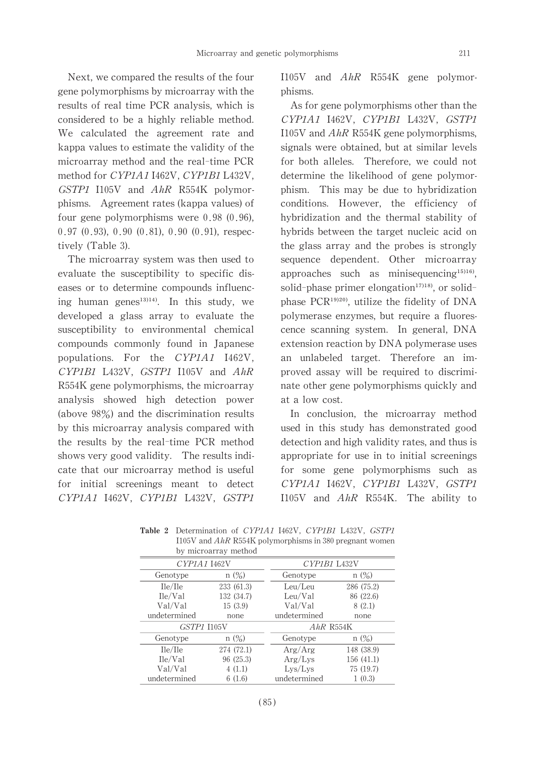Next, we compared the results of the four gene polymorphisms by microarray with the results of real time PCR analysis, which is considered to be a highly reliable method. We calculated the agreement rate and kappa values to estimate the validity of the microarray method and the real-time PCR method for *CYP1A1* I462V, *CYP1B1* L432V, *GSTP1* I105V and *AhR* R554K polymorphisms. Agreement rates (kappa values) of four gene polymorphisms were 0.98 (0.96), 0.97 (0.93), 0.90 (0.81), 0.90 (0.91), respectively (Table 3).

The microarray system was then used to evaluate the susceptibility to specific diseases or to determine compounds influencing human genes[13][14]. In this study, we developed a glass array to evaluate the susceptibility to environmental chemical compounds commonly found in Japanese populations. For the *CYP1A1* I462V, *CYP1B1* L432V, *GSTP1* I105V and *AhR* R554K gene polymorphisms, the microarray analysis showed high detection power (above 98%) and the discrimination results by this microarray analysis compared with the results by the real-time PCR method shows very good validity. The results indicate that our microarray method is useful for initial screenings meant to detect *CYP1A1* I462V, *CYP1B1* L432V, *GSTP1* I105V and *AhR* R554K gene polymorphisms.

As for gene polymorphisms other than the *CYP1A1* I462V, *CYP1B1* L432V, *GSTP1* I105V and *AhR* R554K gene polymorphisms, signals were obtained, but at similar levels for both alleles. Therefore, we could not determine the likelihood of gene polymorphism. This may be due to hybridization conditions. However, the efficiency of hybridization and the thermal stability of hybrids between the target nucleic acid on the glass array and the probes is strongly sequence dependent. Other microarray approaches such as minisequencing[15][16], solid-phase primer elongation[17][18], or solid-phase PCR[19][20], utilize the fidelity of DNA polymerase enzymes, but require a fluorescence scanning system. In general, DNA extension reaction by DNA polymerase uses an unlabeled target. Therefore an improved assay will be required to discriminate other gene polymorphisms quickly and at a low cost.

In conclusion, the microarray method used in this study has demonstrated good detection and high validity rates, and thus is appropriate for use in to initial screenings for some gene polymorphisms such as *CYP1A1* I462V, *CYP1B1* L432V, *GSTP1* I105V and *AhR* R554K. The ability to

**Table 2** Determination of *CYP1A1* I462V, *CYP1B1* L432V, *GSTP1* I105V and *AhR* R554K polymorphisms in 380 pregnant women by microarray method

| *CYP1A1* I462V | | *CYP1B1* L432V | |
|---|---|---|---|
| Genotype | n (%) | Genotype | n (%) |
| Ile/Ile | 233 (61.3) | Leu/Leu | 286 (75.2) |
| Ile/Val | 132 (34.7) | Leu/Val | 86 (22.6) |
| Val/Val | 15 (3.9) | Val/Val | 8 (2.1) |
| undetermined | none | undetermined | none |
| ***GSTP1* I105V** | | ***AhR* R554K** | |
| Genotype | n (%) | Genotype | n (%) |
| Ile/Ile | 274 (72.1) | Arg/Arg | 148 (38.9) |
| Ile/Val | 96 (25.3) | Arg/Lys | 156 (41.1) |
| Val/Val | 4 (1.1) | Lys/Lys | 75 (19.7) |
| undetermined | 6 (1.6) | undetermined | 1 (0.3) |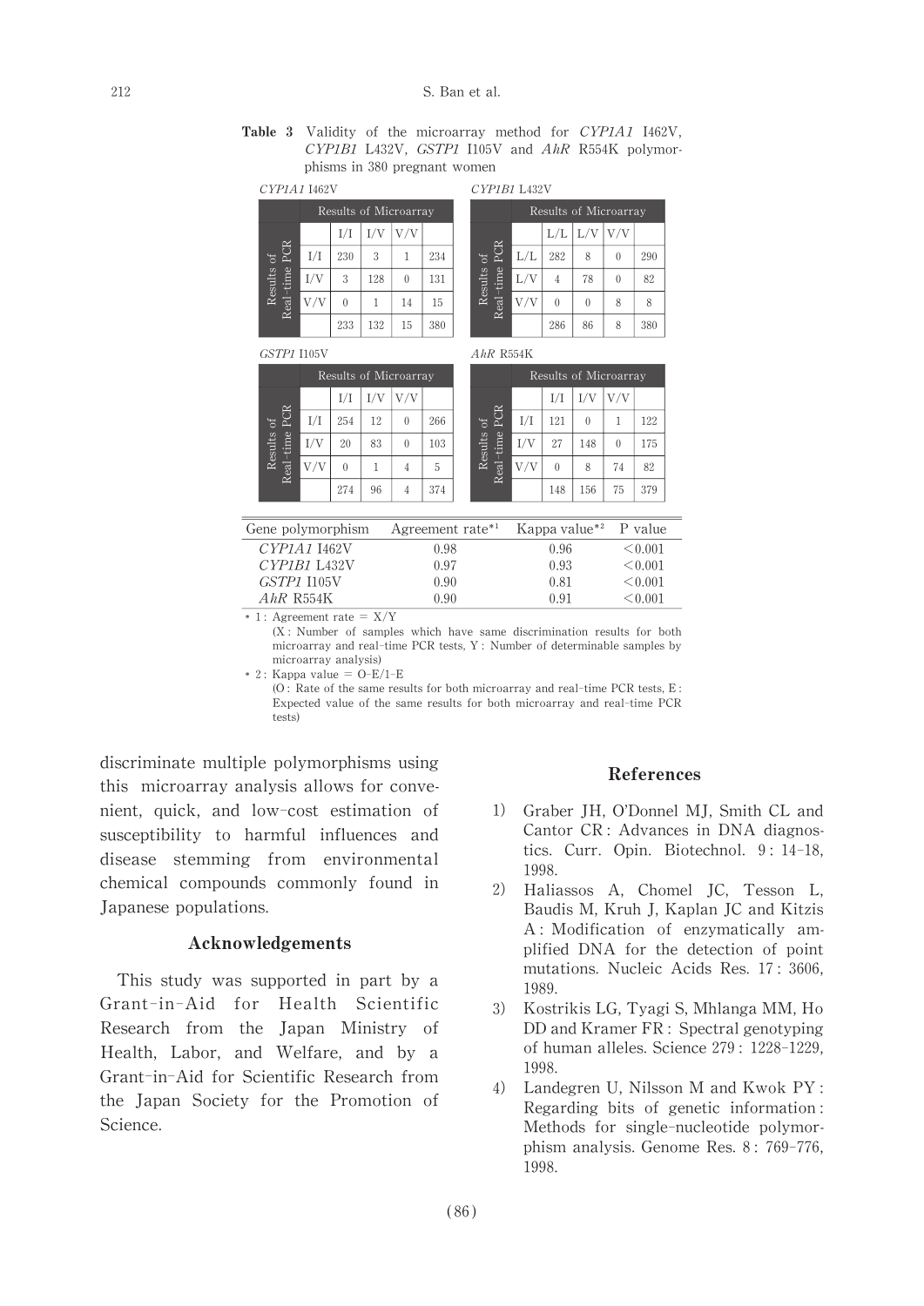**Table 3** Validity of the microarray method for *CYP1A1* I462V, *CYP1B1* L432V, *GSTP1* I105V and *AhR* R554K polymorphisms in 380 pregnant women

*CYP1A1* I462V

| | | Results of Microarray | | | |
|---|---|---|---|---|---|
| | | I/I | I/V | V/V | |
| Results of Real-time PCR | I/I | 230 | 3 | 1 | 234 |
| | I/V | 3 | 128 | 0 | 131 |
| | V/V | 0 | 1 | 14 | 15 |
| | | 233 | 132 | 15 | 380 |

*CYP1B1* L432V

| | | Results of Microarray | | | |
|---|---|---|---|---|---|
| | | L/L | L/V | V/V | |
| Results of Real-time PCR | L/L | 282 | 8 | 0 | 290 |
| | L/V | 4 | 78 | 0 | 82 |
| | V/V | 0 | 0 | 8 | 8 |
| | | 286 | 86 | 8 | 380 |

*GSTP1* I105V

| | | Results of Microarray | | | |
|---|---|---|---|---|---|
| | | I/I | I/V | V/V | |
| Results of Real-time PCR | I/I | 254 | 12 | 0 | 266 |
| | I/V | 20 | 83 | 0 | 103 |
| | V/V | 0 | 1 | 4 | 5 |
| | | 274 | 96 | 4 | 374 |

*AhR* R554K

| | | Results of Microarray | | | |
|---|---|---|---|---|---|
| | | I/I | I/V | V/V | |
| Results of Real-time PCR | I/I | 121 | 0 | 1 | 122 |
| | I/V | 27 | 148 | 0 | 175 |
| | V/V | 0 | 8 | 74 | 82 |
| | | 148 | 156 | 75 | 379 |

| Gene polymorphism | Agreement rate*1 | Kappa value*2 | P value |
|---|---|---|---|
| *CYP1A1* I462V | 0.98 | 0.96 | <0.001 |
| *CYP1B1* L432V | 0.97 | 0.93 | <0.001 |
| *GSTP1* I105V | 0.90 | 0.81 | <0.001 |
| *AhR* R554K | 0.90 | 0.91 | <0.001 |

*1: Agreement rate = X/Y
(X: Number of samples which have same discrimination results for both microarray and real-time PCR tests, Y: Number of determinable samples by microarray analysis)

*2: Kappa value = O−E/1−E
(O: Rate of the same results for both microarray and real-time PCR tests, E: Expected value of the same results for both microarray and real-time PCR tests)

discriminate multiple polymorphisms using this microarray analysis allows for convenient, quick, and low-cost estimation of susceptibility to harmful influences and disease stemming from environmental chemical compounds commonly found in Japanese populations.

## Acknowledgements

This study was supported in part by a Grant-in-Aid for Health Scientific Research from the Japan Ministry of Health, Labor, and Welfare, and by a Grant-in-Aid for Scientific Research from the Japan Society for the Promotion of Science.

## References

1) Graber JH, O'Donnel MJ, Smith CL and Cantor CR: Advances in DNA diagnostics. Curr. Opin. Biotechnol. 9: 14–18, 1998.

2) Haliassos A, Chomel JC, Tesson L, Baudis M, Kruh J, Kaplan JC and Kitzis A: Modification of enzymatically amplified DNA for the detection of point mutations. Nucleic Acids Res. 17: 3606, 1989.

3) Kostrikis LG, Tyagi S, Mhlanga MM, Ho DD and Kramer FR: Spectral genotyping of human alleles. Science 279: 1228–1229, 1998.

4) Landegren U, Nilsson M and Kwok PY: Regarding bits of genetic information: Methods for single-nucleotide polymorphism analysis. Genome Res. 8: 769–776, 1998.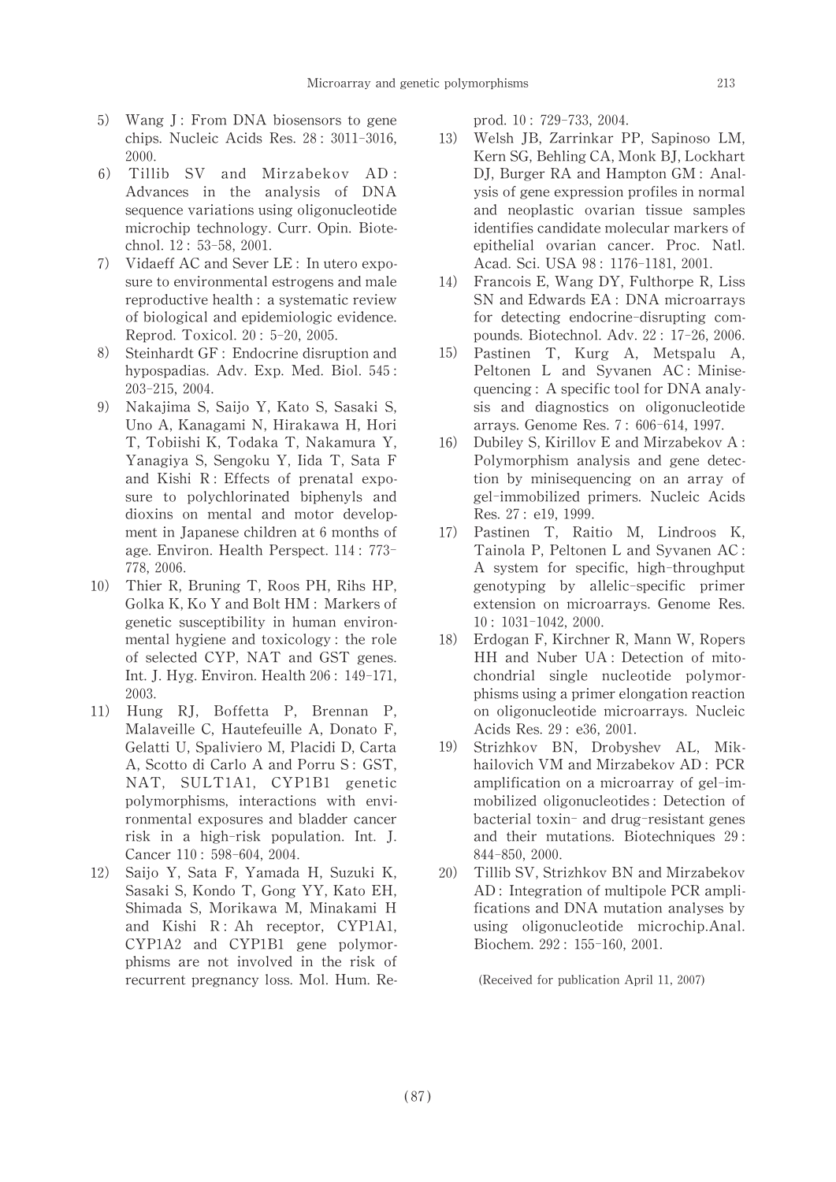5) Wang J : From DNA biosensors to gene chips. Nucleic Acids Res. 28 : 3011–3016, 2000.
6) Tillib SV and Mirzabekov AD : Advances in the analysis of DNA sequence variations using oligonucleotide microchip technology. Curr. Opin. Biotechnol. 12 : 53–58, 2001.
7) Vidaeff AC and Sever LE : In utero exposure to environmental estrogens and male reproductive health : a systematic review of biological and epidemiologic evidence. Reprod. Toxicol. 20 : 5–20, 2005.
8) Steinhardt GF : Endocrine disruption and hypospadias. Adv. Exp. Med. Biol. 545 : 203–215, 2004.
9) Nakajima S, Saijo Y, Kato S, Sasaki S, Uno A, Kanagami N, Hirakawa H, Hori T, Tobiishi K, Todaka T, Nakamura Y, Yanagiya S, Sengoku Y, Iida T, Sata F and Kishi R : Effects of prenatal exposure to polychlorinated biphenyls and dioxins on mental and motor development in Japanese children at 6 months of age. Environ. Health Perspect. 114 : 773–778, 2006.
10) Thier R, Bruning T, Roos PH, Rihs HP, Golka K, Ko Y and Bolt HM : Markers of genetic susceptibility in human environmental hygiene and toxicology : the role of selected CYP, NAT and GST genes. Int. J. Hyg. Environ. Health 206 : 149–171, 2003.
11) Hung RJ, Boffetta P, Brennan P, Malaveille C, Hautefeuille A, Donato F, Gelatti U, Spaliviero M, Placidi D, Carta A, Scotto di Carlo A and Porru S : GST, NAT, SULT1A1, CYP1B1 genetic polymorphisms, interactions with environmental exposures and bladder cancer risk in a high-risk population. Int. J. Cancer 110 : 598–604, 2004.
12) Saijo Y, Sata F, Yamada H, Suzuki K, Sasaki S, Kondo T, Gong YY, Kato EH, Shimada S, Morikawa M, Minakami H and Kishi R : Ah receptor, CYP1A1, CYP1A2 and CYP1B1 gene polymorphisms are not involved in the risk of recurrent pregnancy loss. Mol. Hum. Reprod. 10 : 729–733, 2004.
13) Welsh JB, Zarrinkar PP, Sapinoso LM, Kern SG, Behling CA, Monk BJ, Lockhart DJ, Burger RA and Hampton GM : Analysis of gene expression profiles in normal and neoplastic ovarian tissue samples identifies candidate molecular markers of epithelial ovarian cancer. Proc. Natl. Acad. Sci. USA 98 : 1176–1181, 2001.
14) Francois E, Wang DY, Fulthorpe R, Liss SN and Edwards EA : DNA microarrays for detecting endocrine-disrupting compounds. Biotechnol. Adv. 22 : 17–26, 2006.
15) Pastinen T, Kurg A, Metspalu A, Peltonen L and Syvanen AC : Minisequencing : A specific tool for DNA analysis and diagnostics on oligonucleotide arrays. Genome Res. 7 : 606–614, 1997.
16) Dubiley S, Kirillov E and Mirzabekov A : Polymorphism analysis and gene detection by minisequencing on an array of gel-immobilized primers. Nucleic Acids Res. 27 : e19, 1999.
17) Pastinen T, Raitio M, Lindroos K, Tainola P, Peltonen L and Syvanen AC : A system for specific, high-throughput genotyping by allelic-specific primer extension on microarrays. Genome Res. 10 : 1031–1042, 2000.
18) Erdogan F, Kirchner R, Mann W, Ropers HH and Nuber UA : Detection of mitochondrial single nucleotide polymorphisms using a primer elongation reaction on oligonucleotide microarrays. Nucleic Acids Res. 29 : e36, 2001.
19) Strizhkov BN, Drobyshev AL, Mikhailovich VM and Mirzabekov AD : PCR amplification on a microarray of gel-immobilized oligonucleotides : Detection of bacterial toxin- and drug-resistant genes and their mutations. Biotechniques 29 : 844–850, 2000.
20) Tillib SV, Strizhkov BN and Mirzabekov AD : Integration of multipole PCR amplifications and DNA mutation analyses by using oligonucleotide microchip.Anal. Biochem. 292 : 155–160, 2001.

(Received for publication April 11, 2007)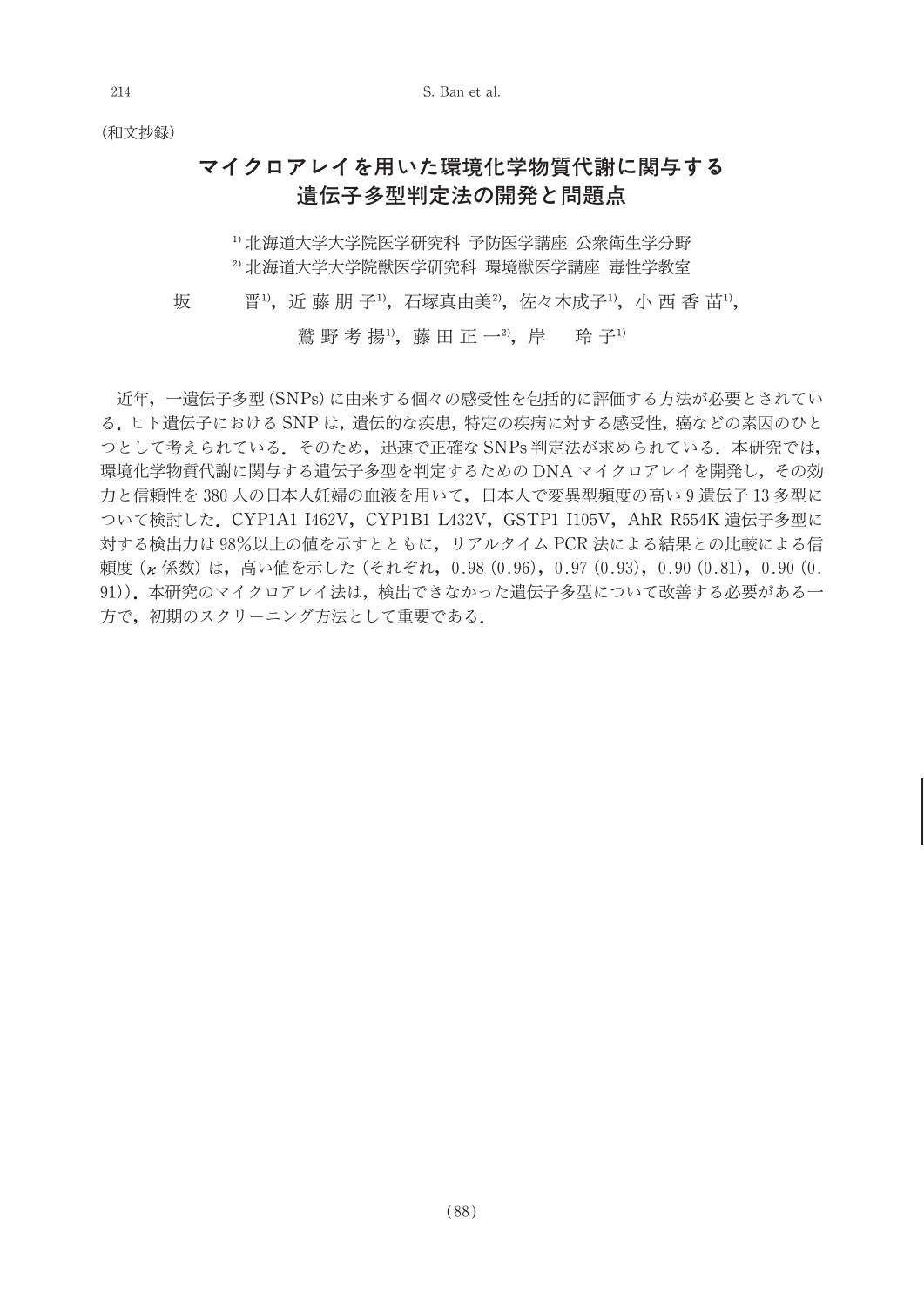（和文抄録）

# マイクロアレイを用いた環境化学物質代謝に関与する遺伝子多型判定法の開発と問題点

[1] 北海道大学大学院医学研究科 予防医学講座 公衆衛生学分野
[2] 北海道大学大学院獣医学研究科 環境獣医学講座 毒性学教室

坂　晋[1]，近藤朋子[1]，石塚真由美[2]，佐々木成子[1]，小西香苗[1]，鷲野考揚[1]，藤田正一[2]，岸　玲子[1]

近年，一遺伝子多型（SNPs）に由来する個々の感受性を包括的に評価する方法が必要とされている．ヒト遺伝子における SNP は，遺伝的な疾患，特定の疾病に対する感受性，癌などの素因のひとつとして考えられている．そのため，迅速で正確な SNPs 判定法が求められている．本研究では，環境化学物質代謝に関与する遺伝子多型を判定するための DNA マイクロアレイを開発し，その効力と信頼性を 380 人の日本人妊婦の血液を用いて，日本人で変異型頻度の高い 9 遺伝子 13 多型について検討した．CYP1A1 I462V，CYP1B1 L432V，GSTP1 I105V，AhR R554K 遺伝子多型に対する検出力は 98%以上の値を示すとともに，リアルタイム PCR 法による結果との比較による信頼度（$\kappa$ 係数）は，高い値を示した（それぞれ，0.98（0.96），0.97（0.93），0.90（0.81），0.90（0.91））．本研究のマイクロアレイ法は，検出できなかった遺伝子多型について改善する必要がある一方で，初期のスクリーニング方法として重要である．